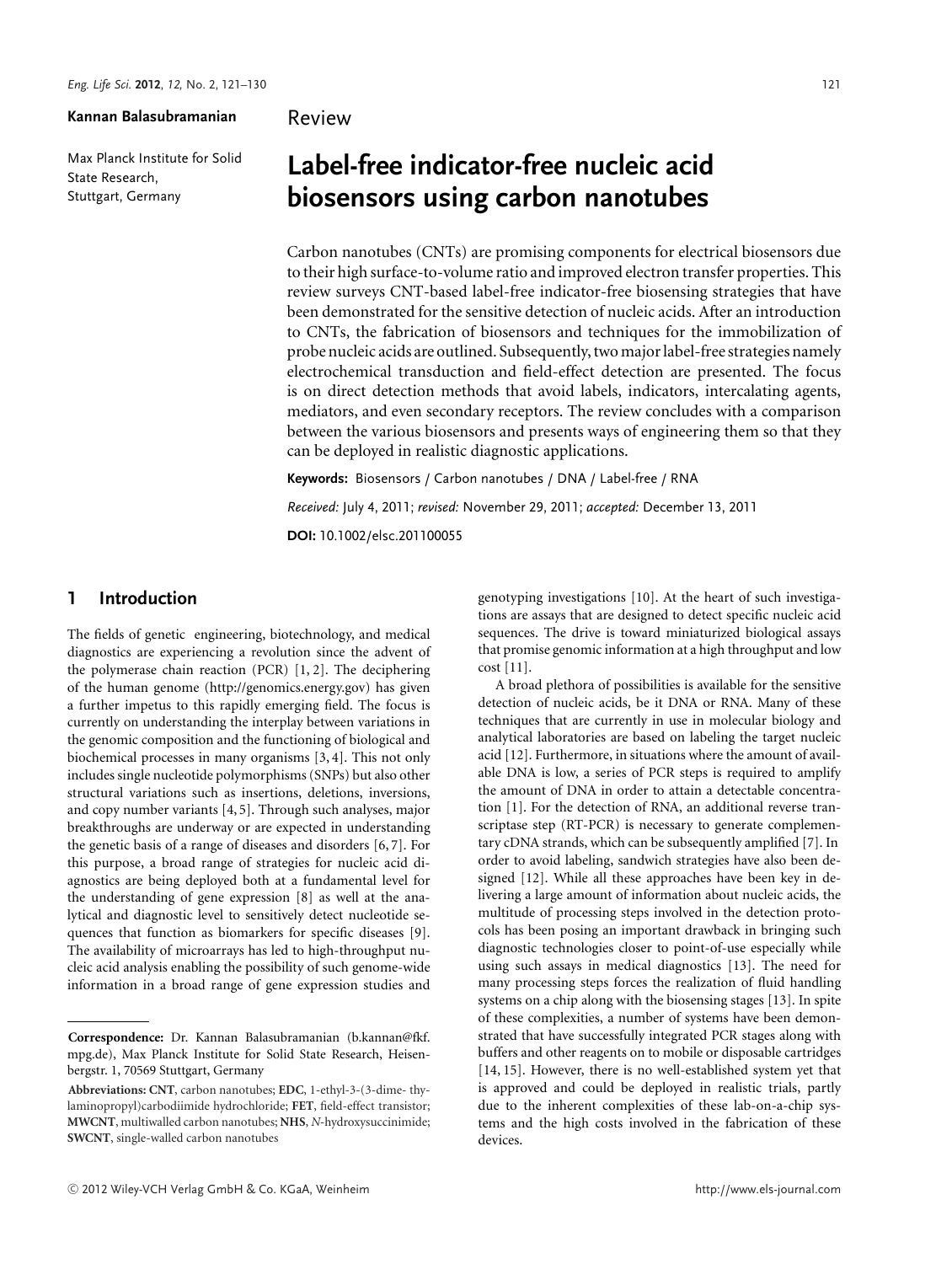**Kannan Balasubramanian**

Max Planck Institute for Solid State Research, Stuttgart, Germany

Review

# Label-free indicator-free nucleic acid biosensors using carbon nanotubes

Carbon nanotubes (CNTs) are promising components for electrical biosensors due to their high surface-to-volume ratio and improved electron transfer properties. This review surveys CNT-based label-free indicator-free biosensing strategies that have been demonstrated for the sensitive detection of nucleic acids. After an introduction to CNTs, the fabrication of biosensors and techniques for the immobilization of probe nucleic acids are outlined. Subsequently, two major label-free strategies namely electrochemical transduction and field-effect detection are presented. The focus is on direct detection methods that avoid labels, indicators, intercalating agents, mediators, and even secondary receptors. The review concludes with a comparison between the various biosensors and presents ways of engineering them so that they can be deployed in realistic diagnostic applications.

**Keywords:** Biosensors / Carbon nanotubes / DNA / Label-free / RNA

*Received:* July 4, 2011; *revised:* November 29, 2011; *accepted:* December 13, 2011

**DOI:** 10.1002/elsc.201100055

## 1 Introduction

The fields of genetic engineering, biotechnology, and medical diagnostics are experiencing a revolution since the advent of the polymerase chain reaction (PCR) [1, 2]. The deciphering of the human genome (http://genomics.energy.gov) has given a further impetus to this rapidly emerging field. The focus is currently on understanding the interplay between variations in the genomic composition and the functioning of biological and biochemical processes in many organisms [3, 4]. This not only includes single nucleotide polymorphisms (SNPs) but also other structural variations such as insertions, deletions, inversions, and copy number variants [4, 5]. Through such analyses, major breakthroughs are underway or are expected in understanding the genetic basis of a range of diseases and disorders [6, 7]. For this purpose, a broad range of strategies for nucleic acid diagnostics are being deployed both at a fundamental level for the understanding of gene expression [8] as well at the analytical and diagnostic level to sensitively detect nucleotide sequences that function as biomarkers for specific diseases [9]. The availability of microarrays has led to high-throughput nucleic acid analysis enabling the possibility of such genome-wide information in a broad range of gene expression studies and genotyping investigations [10]. At the heart of such investigations are assays that are designed to detect specific nucleic acid sequences. The drive is toward miniaturized biological assays that promise genomic information at a high throughput and low cost [11].

A broad plethora of possibilities is available for the sensitive detection of nucleic acids, be it DNA or RNA. Many of these techniques that are currently in use in molecular biology and analytical laboratories are based on labeling the target nucleic acid [12]. Furthermore, in situations where the amount of available DNA is low, a series of PCR steps is required to amplify the amount of DNA in order to attain a detectable concentration [1]. For the detection of RNA, an additional reverse transcriptase step (RT-PCR) is necessary to generate complementary cDNA strands, which can be subsequently amplified [7]. In order to avoid labeling, sandwich strategies have also been designed [12]. While all these approaches have been key in delivering a large amount of information about nucleic acids, the multitude of processing steps involved in the detection protocols has been posing an important drawback in bringing such diagnostic technologies closer to point-of-use especially while using such assays in medical diagnostics [13]. The need for many processing steps forces the realization of fluid handling systems on a chip along with the biosensing stages [13]. In spite of these complexities, a number of systems have been demonstrated that have successfully integrated PCR stages along with buffers and other reagents on to mobile or disposable cartridges [14, 15]. However, there is no well-established system yet that is approved and could be deployed in realistic trials, partly due to the inherent complexities of these lab-on-a-chip systems and the high costs involved in the fabrication of these devices.

---

**Correspondence:** Dr. Kannan Balasubramanian (b.kannan@fkf.mpg.de), Max Planck Institute for Solid State Research, Heisenbergstr. 1, 70569 Stuttgart, Germany

**Abbreviations: CNT**, carbon nanotubes; **EDC**, 1-ethyl-3-(3-dimethylaminopropyl)carbodiimide hydrochloride; **FET**, field-effect transistor; **MWCNT**, multiwalled carbon nanotubes; **NHS**, *N*-hydroxysuccinimide; **SWCNT**, single-walled carbon nanotubes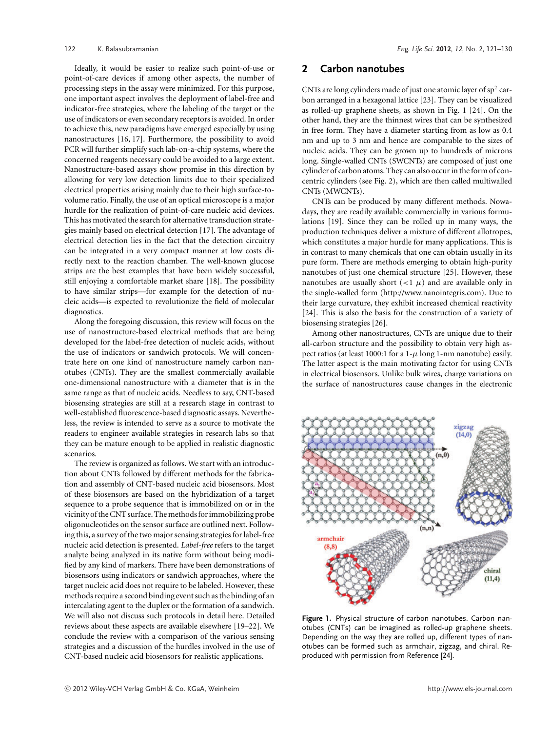Ideally, it would be easier to realize such point-of-use or point-of-care devices if among other aspects, the number of processing steps in the assay were minimized. For this purpose, one important aspect involves the deployment of label-free and indicator-free strategies, where the labeling of the target or the use of indicators or even secondary receptors is avoided. In order to achieve this, new paradigms have emerged especially by using nanostructures [16, 17]. Furthermore, the possibility to avoid PCR will further simplify such lab-on-a-chip systems, where the concerned reagents necessary could be avoided to a large extent. Nanostructure-based assays show promise in this direction by allowing for very low detection limits due to their specialized electrical properties arising mainly due to their high surface-to-volume ratio. Finally, the use of an optical microscope is a major hurdle for the realization of point-of-care nucleic acid devices. This has motivated the search for alternative transduction strategies mainly based on electrical detection [17]. The advantage of electrical detection lies in the fact that the detection circuitry can be integrated in a very compact manner at low costs directly next to the reaction chamber. The well-known glucose strips are the best examples that have been widely successful, still enjoying a comfortable market share [18]. The possibility to have similar strips—for example for the detection of nucleic acids—is expected to revolutionize the field of molecular diagnostics.

Along the foregoing discussion, this review will focus on the use of nanostructure-based electrical methods that are being developed for the label-free detection of nucleic acids, without the use of indicators or sandwich protocols. We will concentrate here on one kind of nanostructure namely carbon nanotubes (CNTs). They are the smallest commercially available one-dimensional nanostructure with a diameter that is in the same range as that of nucleic acids. Needless to say, CNT-based biosensing strategies are still at a research stage in contrast to well-established fluorescence-based diagnostic assays. Nevertheless, the review is intended to serve as a source to motivate the readers to engineer available strategies in research labs so that they can be mature enough to be applied in realistic diagnostic scenarios.

The review is organized as follows. We start with an introduction about CNTs followed by different methods for the fabrication and assembly of CNT-based nucleic acid biosensors. Most of these biosensors are based on the hybridization of a target sequence to a probe sequence that is immobilized on or in the vicinity of the CNT surface. The methods for immobilizing probe oligonucleotides on the sensor surface are outlined next. Following this, a survey of the two major sensing strategies for label-free nucleic acid detection is presented. *Label-free* refers to the target analyte being analyzed in its native form without being modified by any kind of markers. There have been demonstrations of biosensors using indicators or sandwich approaches, where the target nucleic acid does not require to be labeled. However, these methods require a second binding event such as the binding of an intercalating agent to the duplex or the formation of a sandwich. We will also not discuss such protocols in detail here. Detailed reviews about these aspects are available elsewhere [19–22]. We conclude the review with a comparison of the various sensing strategies and a discussion of the hurdles involved in the use of CNT-based nucleic acid biosensors for realistic applications.

## 2 Carbon nanotubes

CNTs are long cylinders made of just one atomic layer of $sp^2$ carbon arranged in a hexagonal lattice [23]. They can be visualized as rolled-up graphene sheets, as shown in Fig. 1 [24]. On the other hand, they are the thinnest wires that can be synthesized in free form. They have a diameter starting from as low as 0.4 nm and up to 3 nm and hence are comparable to the sizes of nucleic acids. They can be grown up to hundreds of microns long. Single-walled CNTs (SWCNTs) are composed of just one cylinder of carbon atoms. They can also occur in the form of concentric cylinders (see Fig. 2), which are then called multiwalled CNTs (MWCNTs).

CNTs can be produced by many different methods. Nowadays, they are readily available commercially in various formulations [19]. Since they can be rolled up in many ways, the production techniques deliver a mixture of different allotropes, which constitutes a major hurdle for many applications. This is in contrast to many chemicals that one can obtain usually in its pure form. There are methods emerging to obtain high-purity nanotubes of just one chemical structure [25]. However, these nanotubes are usually short ($<1$ $\mu$) and are available only in the single-walled form (http://www.nanointegris.com). Due to their large curvature, they exhibit increased chemical reactivity [24]. This is also the basis for the construction of a variety of biosensing strategies [26].

Among other nanostructures, CNTs are unique due to their all-carbon structure and the possibility to obtain very high aspect ratios (at least 1000:1 for a 1-$\mu$ long 1-nm nanotube) easily. The latter aspect is the main motivating factor for using CNTs in electrical biosensors. Unlike bulk wires, charge variations on the surface of nanostructures cause changes in the electronic

**Figure 1.** Physical structure of carbon nanotubes. Carbon nanotubes (CNTs) can be imagined as rolled-up graphene sheets. Depending on the way they are rolled up, different types of nanotubes can be formed such as armchair, zigzag, and chiral. Reproduced with permission from Reference [24].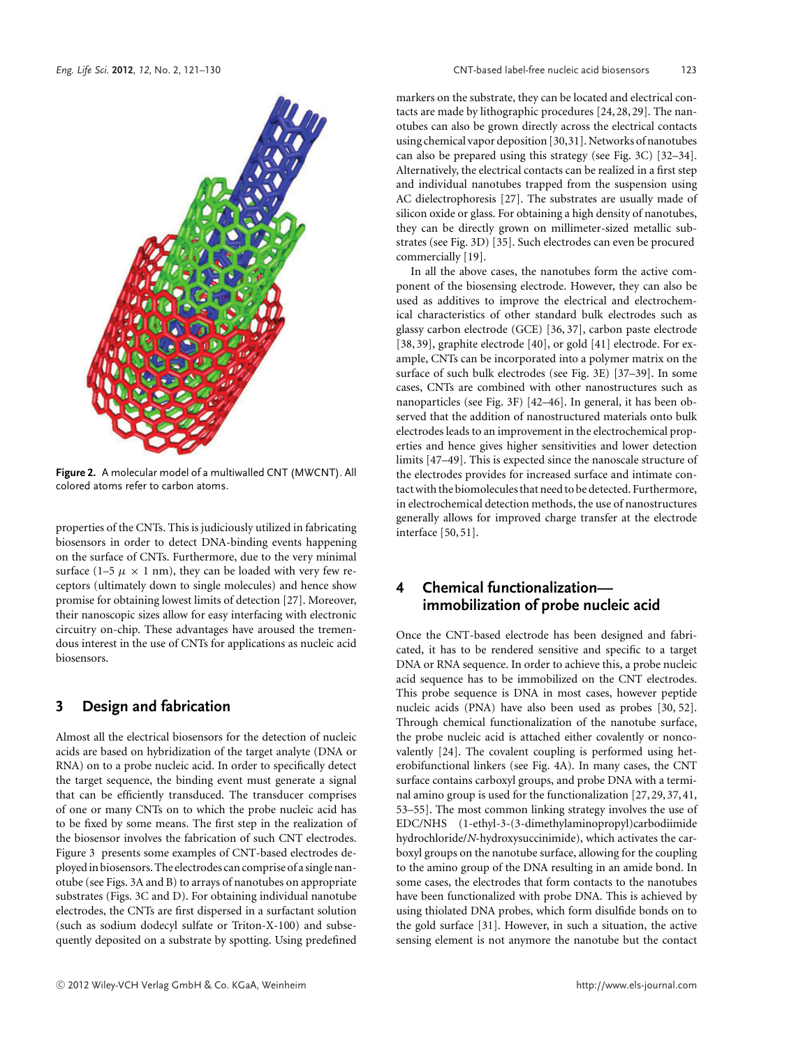Figure 2. A molecular model of a multiwalled CNT (MWCNT). All colored atoms refer to carbon atoms.

properties of the CNTs. This is judiciously utilized in fabricating biosensors in order to detect DNA-binding events happening on the surface of CNTs. Furthermore, due to the very minimal surface (1–5 $\mu \times$ 1 nm), they can be loaded with very few receptors (ultimately down to single molecules) and hence show promise for obtaining lowest limits of detection [27]. Moreover, their nanoscopic sizes allow for easy interfacing with electronic circuitry on-chip. These advantages have aroused the tremendous interest in the use of CNTs for applications as nucleic acid biosensors.

## 3 Design and fabrication

Almost all the electrical biosensors for the detection of nucleic acids are based on hybridization of the target analyte (DNA or RNA) on to a probe nucleic acid. In order to specifically detect the target sequence, the binding event must generate a signal that can be efficiently transduced. The transducer comprises of one or many CNTs on to which the probe nucleic acid has to be fixed by some means. The first step in the realization of the biosensor involves the fabrication of such CNT electrodes. Figure 3 presents some examples of CNT-based electrodes deployed in biosensors. The electrodes can comprise of a single nanotube (see Figs. 3A and B) to arrays of nanotubes on appropriate substrates (Figs. 3C and D). For obtaining individual nanotube electrodes, the CNTs are first dispersed in a surfactant solution (such as sodium dodecyl sulfate or Triton-X-100) and subsequently deposited on a substrate by spotting. Using predefined markers on the substrate, they can be located and electrical contacts are made by lithographic procedures [24, 28, 29]. The nanotubes can also be grown directly across the electrical contacts using chemical vapor deposition [30, 31]. Networks of nanotubes can also be prepared using this strategy (see Fig. 3C) [32–34]. Alternatively, the electrical contacts can be realized in a first step and individual nanotubes trapped from the suspension using AC dielectrophoresis [27]. The substrates are usually made of silicon oxide or glass. For obtaining a high density of nanotubes, they can be directly grown on millimeter-sized metallic substrates (see Fig. 3D) [35]. Such electrodes can even be procured commercially [19].

In all the above cases, the nanotubes form the active component of the biosensing electrode. However, they can also be used as additives to improve the electrical and electrochemical characteristics of other standard bulk electrodes such as glassy carbon electrode (GCE) [36, 37], carbon paste electrode [38, 39], graphite electrode [40], or gold [41] electrode. For example, CNTs can be incorporated into a polymer matrix on the surface of such bulk electrodes (see Fig. 3E) [37–39]. In some cases, CNTs are combined with other nanostructures such as nanoparticles (see Fig. 3F) [42–46]. In general, it has been observed that the addition of nanostructured materials onto bulk electrodes leads to an improvement in the electrochemical properties and hence gives higher sensitivities and lower detection limits [47–49]. This is expected since the nanoscale structure of the electrodes provides for increased surface and intimate contact with the biomolecules that need to be detected. Furthermore, in electrochemical detection methods, the use of nanostructures generally allows for improved charge transfer at the electrode interface [50, 51].

## 4 Chemical functionalization—immobilization of probe nucleic acid

Once the CNT-based electrode has been designed and fabricated, it has to be rendered sensitive and specific to a target DNA or RNA sequence. In order to achieve this, a probe nucleic acid sequence has to be immobilized on the CNT electrodes. This probe sequence is DNA in most cases, however peptide nucleic acids (PNA) have also been used as probes [30, 52]. Through chemical functionalization of the nanotube surface, the probe nucleic acid is attached either covalently or noncovalently [24]. The covalent coupling is performed using heterobifunctional linkers (see Fig. 4A). In many cases, the CNT surface contains carboxyl groups, and probe DNA with a terminal amino group is used for the functionalization [27, 29, 37, 41, 53–55]. The most common linking strategy involves the use of EDC/NHS (1-ethyl-3-(3-dimethylaminopropyl)carbodiimide hydrochloride/*N*-hydroxysuccinimide), which activates the carboxyl groups on the nanotube surface, allowing for the coupling to the amino group of the DNA resulting in an amide bond. In some cases, the electrodes that form contacts to the nanotubes have been functionalized with probe DNA. This is achieved by using thiolated DNA probes, which form disulfide bonds on to the gold surface [31]. However, in such a situation, the active sensing element is not anymore the nanotube but the contact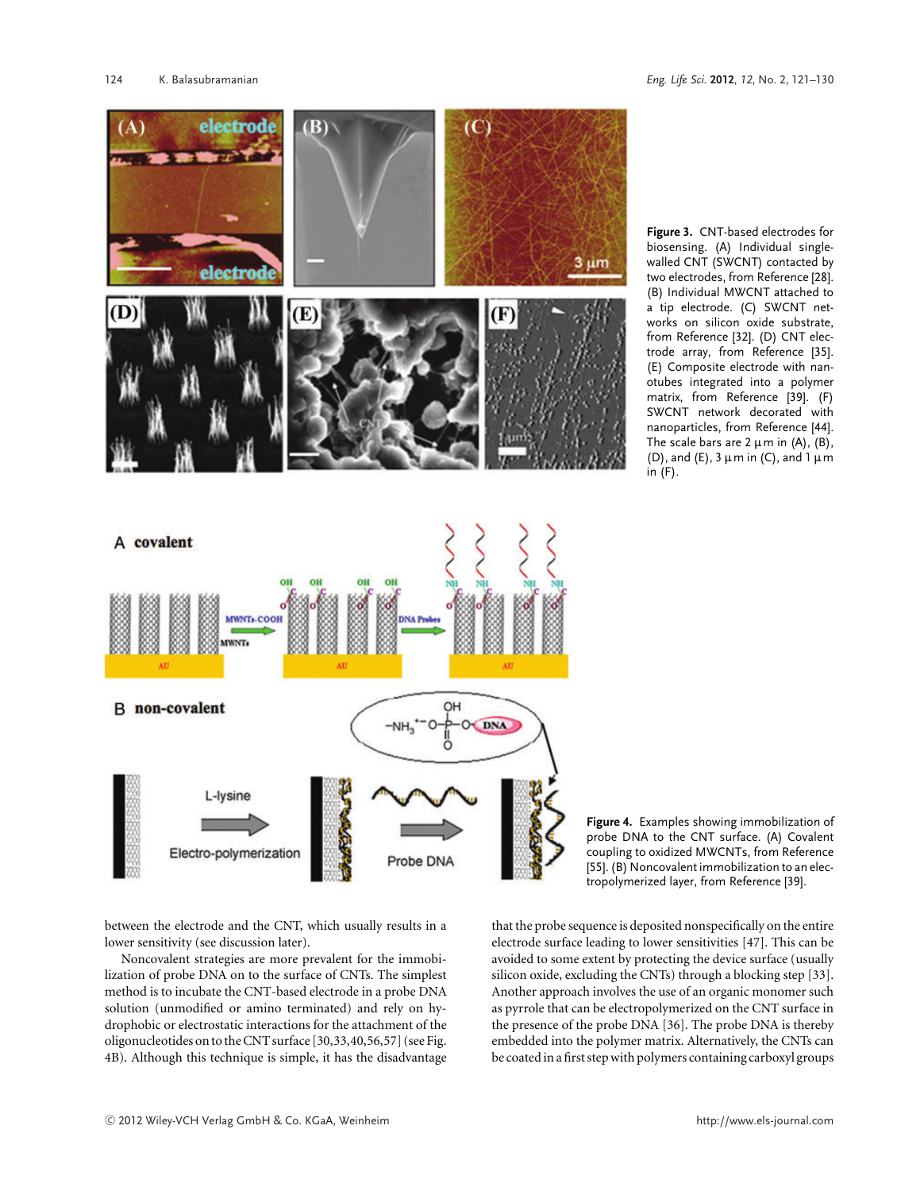Figure 3. CNT-based electrodes for biosensing. (A) Individual single-walled CNT (SWCNT) contacted by two electrodes, from Reference [28]. (B) Individual MWCNT attached to a tip electrode. (C) SWCNT networks on silicon oxide substrate, from Reference [32]. (D) CNT electrode array, from Reference [35]. (E) Composite electrode with nanotubes integrated into a polymer matrix, from Reference [39]. (F) SWCNT network decorated with nanoparticles, from Reference [44]. The scale bars are 2 µm in (A), (B), (D), and (E), 3 µm in (C), and 1 µm in (F).

Figure 4. Examples showing immobilization of probe DNA to the CNT surface. (A) Covalent coupling to oxidized MWCNTs, from Reference [55]. (B) Noncovalent immobilization to an electropolymerized layer, from Reference [39].

between the electrode and the CNT, which usually results in a lower sensitivity (see discussion later).

Noncovalent strategies are more prevalent for the immobilization of probe DNA on to the surface of CNTs. The simplest method is to incubate the CNT-based electrode in a probe DNA solution (unmodified or amino terminated) and rely on hydrophobic or electrostatic interactions for the attachment of the oligonucleotides on to the CNT surface [30,33,40,56,57] (see Fig. 4B). Although this technique is simple, it has the disadvantage that the probe sequence is deposited nonspecifically on the entire electrode surface leading to lower sensitivities [47]. This can be avoided to some extent by protecting the device surface (usually silicon oxide, excluding the CNTs) through a blocking step [33]. Another approach involves the use of an organic monomer such as pyrrole that can be electropolymerized on the CNT surface in the presence of the probe DNA [36]. The probe DNA is thereby embedded into the polymer matrix. Alternatively, the CNTs can be coated in a first step with polymers containing carboxyl groups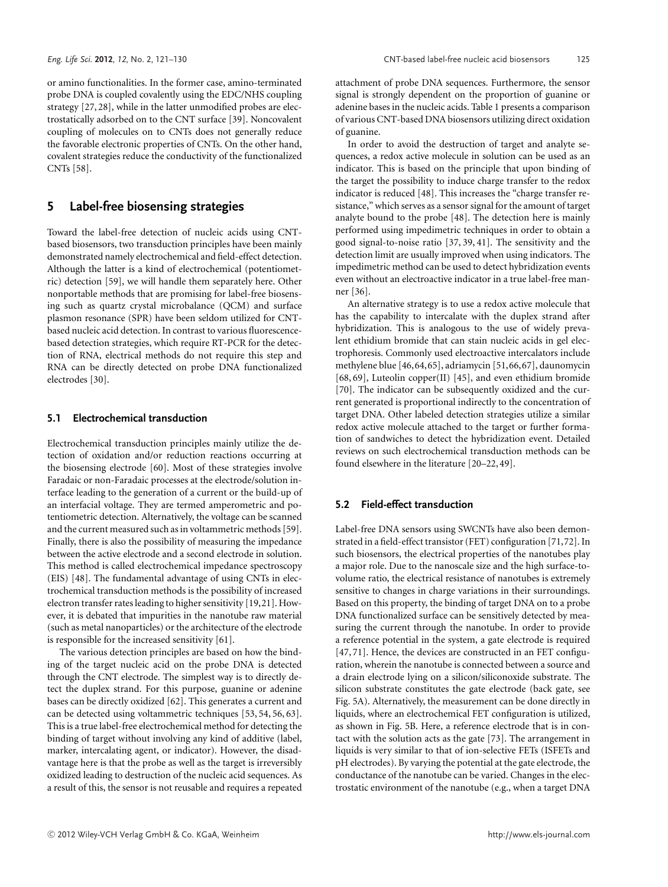or amino functionalities. In the former case, amino-terminated probe DNA is coupled covalently using the EDC/NHS coupling strategy [27, 28], while in the latter unmodified probes are electrostatically adsorbed on to the CNT surface [39]. Noncovalent coupling of molecules on to CNTs does not generally reduce the favorable electronic properties of CNTs. On the other hand, covalent strategies reduce the conductivity of the functionalized CNTs [58].

## 5 Label-free biosensing strategies

Toward the label-free detection of nucleic acids using CNT-based biosensors, two transduction principles have been mainly demonstrated namely electrochemical and field-effect detection. Although the latter is a kind of electrochemical (potentiometric) detection [59], we will handle them separately here. Other nonportable methods that are promising for label-free biosensing such as quartz crystal microbalance (QCM) and surface plasmon resonance (SPR) have been seldom utilized for CNT-based nucleic acid detection. In contrast to various fluorescence-based detection strategies, which require RT-PCR for the detection of RNA, electrical methods do not require this step and RNA can be directly detected on probe DNA functionalized electrodes [30].

### 5.1 Electrochemical transduction

Electrochemical transduction principles mainly utilize the detection of oxidation and/or reduction reactions occurring at the biosensing electrode [60]. Most of these strategies involve Faradaic or non-Faradaic processes at the electrode/solution interface leading to the generation of a current or the build-up of an interfacial voltage. They are termed amperometric and potentiometric detection. Alternatively, the voltage can be scanned and the current measured such as in voltammetric methods [59]. Finally, there is also the possibility of measuring the impedance between the active electrode and a second electrode in solution. This method is called electrochemical impedance spectroscopy (EIS) [48]. The fundamental advantage of using CNTs in electrochemical transduction methods is the possibility of increased electron transfer rates leading to higher sensitivity [19, 21]. However, it is debated that impurities in the nanotube raw material (such as metal nanoparticles) or the architecture of the electrode is responsible for the increased sensitivity [61].

The various detection principles are based on how the binding of the target nucleic acid on the probe DNA is detected through the CNT electrode. The simplest way is to directly detect the duplex strand. For this purpose, guanine or adenine bases can be directly oxidized [62]. This generates a current and can be detected using voltammetric techniques [53, 54, 56, 63]. This is a true label-free electrochemical method for detecting the binding of target without involving any kind of additive (label, marker, intercalating agent, or indicator). However, the disadvantage here is that the probe as well as the target is irreversibly oxidized leading to destruction of the nucleic acid sequences. As a result of this, the sensor is not reusable and requires a repeated attachment of probe DNA sequences. Furthermore, the sensor signal is strongly dependent on the proportion of guanine or adenine bases in the nucleic acids. Table 1 presents a comparison of various CNT-based DNA biosensors utilizing direct oxidation of guanine.

In order to avoid the destruction of target and analyte sequences, a redox active molecule in solution can be used as an indicator. This is based on the principle that upon binding of the target the possibility to induce charge transfer to the redox indicator is reduced [48]. This increases the "charge transfer resistance," which serves as a sensor signal for the amount of target analyte bound to the probe [48]. The detection here is mainly performed using impedimetric techniques in order to obtain a good signal-to-noise ratio [37, 39, 41]. The sensitivity and the detection limit are usually improved when using indicators. The impedimetric method can be used to detect hybridization events even without an electroactive indicator in a true label-free manner [36].

An alternative strategy is to use a redox active molecule that has the capability to intercalate with the duplex strand after hybridization. This is analogous to the use of widely prevalent ethidium bromide that can stain nucleic acids in gel electrophoresis. Commonly used electroactive intercalators include methylene blue [46, 64, 65], adriamycin [51, 66, 67], daunomycin [68, 69], Luteolin copper(II) [45], and even ethidium bromide [70]. The indicator can be subsequently oxidized and the current generated is proportional indirectly to the concentration of target DNA. Other labeled detection strategies utilize a similar redox active molecule attached to the target or further formation of sandwiches to detect the hybridization event. Detailed reviews on such electrochemical transduction methods can be found elsewhere in the literature [20–22, 49].

### 5.2 Field-effect transduction

Label-free DNA sensors using SWCNTs have also been demonstrated in a field-effect transistor (FET) configuration [71, 72]. In such biosensors, the electrical properties of the nanotubes play a major role. Due to the nanoscale size and the high surface-to-volume ratio, the electrical resistance of nanotubes is extremely sensitive to changes in charge variations in their surroundings. Based on this property, the binding of target DNA on to a probe DNA functionalized surface can be sensitively detected by measuring the current through the nanotube. In order to provide a reference potential in the system, a gate electrode is required [47, 71]. Hence, the devices are constructed in an FET configuration, wherein the nanotube is connected between a source and a drain electrode lying on a silicon/siliconoxide substrate. The silicon substrate constitutes the gate electrode (back gate, see Fig. 5A). Alternatively, the measurement can be done directly in liquids, where an electrochemical FET configuration is utilized, as shown in Fig. 5B. Here, a reference electrode that is in contact with the solution acts as the gate [73]. The arrangement in liquids is very similar to that of ion-selective FETs (ISFETs and pH electrodes). By varying the potential at the gate electrode, the conductance of the nanotube can be varied. Changes in the electrostatic environment of the nanotube (e.g., when a target DNA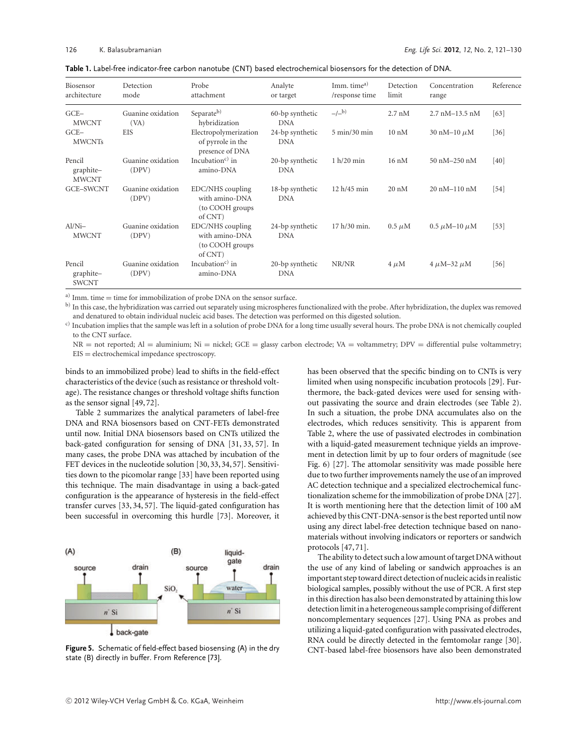**Table 1.** Label-free indicator-free carbon nanotube (CNT) based electrochemical biosensors for the detection of DNA.

| Biosensor architecture | Detection mode | Probe attachment | Analyte or target | Imm. time[a] /response time | Detection limit | Concentration range | Reference |
|---|---|---|---|---|---|---|---|
| GCE–MWCNT | Guanine oxidation (VA) | Separate[b] hybridization | 60-bp synthetic DNA | –/–[b] | 2.7 nM | 2.7 nM–13.5 nM | [63] |
| GCE–MWCNTs | EIS | Electropolymerization of pyrrole in the presence of DNA | 24-bp synthetic DNA | 5 min/30 min | 10 nM | 30 nM–10 $\mu$M | [36] |
| Pencil graphite–MWCNT | Guanine oxidation (DPV) | Incubation[c] in amino-DNA | 20-bp synthetic DNA | 1 h/20 min | 16 nM | 50 nM–250 nM | [40] |
| GCE–SWCNT | Guanine oxidation (DPV) | EDC/NHS coupling with amino-DNA (to COOH groups of CNT) | 18-bp synthetic DNA | 12 h/45 min | 20 nM | 20 nM–110 nM | [54] |
| Al/Ni–MWCNT | Guanine oxidation (DPV) | EDC/NHS coupling with amino-DNA (to COOH groups of CNT) | 24-bp synthetic DNA | 17 h/30 min. | 0.5 $\mu$M | 0.5 $\mu$M–10 $\mu$M | [53] |
| Pencil graphite–SWCNT | Guanine oxidation (DPV) | Incubation[c] in amino-DNA | 20-bp synthetic DNA | NR/NR | 4 $\mu$M | 4 $\mu$M–32 $\mu$M | [56] |

[a] Imm. time = time for immobilization of probe DNA on the sensor surface.

[b] In this case, the hybridization was carried out separately using microspheres functionalized with the probe. After hybridization, the duplex was removed and denatured to obtain individual nucleic acid bases. The detection was performed on this digested solution.

[c] Incubation implies that the sample was left in a solution of probe DNA for a long time usually several hours. The probe DNA is not chemically coupled to the CNT surface.

NR = not reported; Al = aluminium; Ni = nickel; GCE = glassy carbon electrode; VA = voltammetry; DPV = differential pulse voltammetry; EIS = electrochemical impedance spectroscopy.

binds to an immobilized probe) lead to shifts in the field-effect characteristics of the device (such as resistance or threshold voltage). The resistance changes or threshold voltage shifts function as the sensor signal [49, 72].

Table 2 summarizes the analytical parameters of label-free DNA and RNA biosensors based on CNT-FETs demonstrated until now. Initial DNA biosensors based on CNTs utilized the back-gated configuration for sensing of DNA [31, 33, 57]. In many cases, the probe DNA was attached by incubation of the FET devices in the nucleotide solution [30, 33, 34, 57]. Sensitivities down to the picomolar range [33] have been reported using this technique. The main disadvantage in using a back-gated configuration is the appearance of hysteresis in the field-effect transfer curves [33, 34, 57]. The liquid-gated configuration has been successful in overcoming this hurdle [73]. Moreover, it has been observed that the specific binding on to CNTs is very limited when using nonspecific incubation protocols [29]. Furthermore, the back-gated devices were used for sensing without passivating the source and drain electrodes (see Table 2). In such a situation, the probe DNA accumulates also on the electrodes, which reduces sensitivity. This is apparent from Table 2, where the use of passivated electrodes in combination with a liquid-gated measurement technique yields an improvement in detection limit by up to four orders of magnitude (see Fig. 6) [27]. The attomolar sensitivity was made possible here due to two further improvements namely the use of an improved AC detection technique and a specialized electrochemical functionalization scheme for the immobilization of probe DNA [27]. It is worth mentioning here that the detection limit of 100 aM achieved by this CNT-DNA-sensor is the best reported until now using any direct label-free detection technique based on nanomaterials without involving indicators or reporters or sandwich protocols [47, 71].

**Figure 5.** Schematic of field-effect based biosensing (A) in the dry state (B) directly in buffer. From Reference [73].

The ability to detect such a low amount of target DNA without the use of any kind of labeling or sandwich approaches is an important step toward direct detection of nucleic acids in realistic biological samples, possibly without the use of PCR. A first step in this direction has also been demonstrated by attaining this low detection limit in a heterogeneous sample comprising of different noncomplementary sequences [27]. Using PNA as probes and utilizing a liquid-gated configuration with passivated electrodes, RNA could be directly detected in the femtomolar range [30]. CNT-based label-free biosensors have also been demonstrated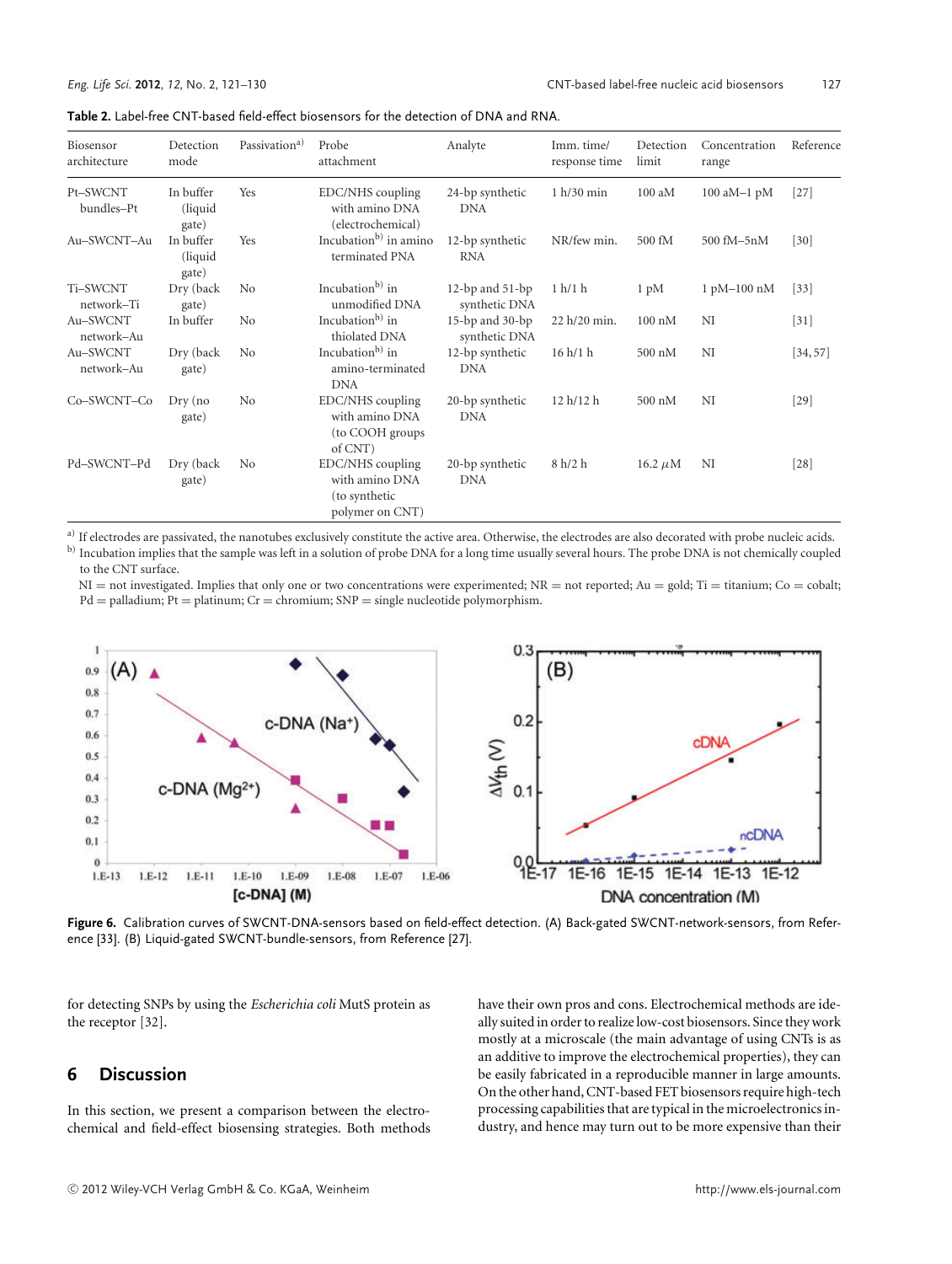**Table 2.** Label-free CNT-based field-effect biosensors for the detection of DNA and RNA.

| Biosensor architecture | Detection mode | Passivation[a] | Probe attachment | Analyte | Imm. time/ response time | Detection limit | Concentration range | Reference |
|---|---|---|---|---|---|---|---|---|
| Pt–SWCNT bundles–Pt | In buffer (liquid gate) | Yes | EDC/NHS coupling with amino DNA (electrochemical) | 24-bp synthetic DNA | 1 h/30 min | 100 aM | 100 aM–1 pM | [27] |
| Au–SWCNT–Au | In buffer (liquid gate) | Yes | Incubation[b] in amino terminated PNA | 12-bp synthetic RNA | NR/few min. | 500 fM | 500 fM–5nM | [30] |
| Ti–SWCNT network–Ti | Dry (back gate) | No | Incubation[b] in unmodified DNA | 12-bp and 51-bp synthetic DNA | 1 h/1 h | 1 pM | 1 pM–100 nM | [33] |
| Au–SWCNT network–Au | In buffer | No | Incubation[b] in thiolated DNA | 15-bp and 30-bp synthetic DNA | 22 h/20 min. | 100 nM | NI | [31] |
| Au–SWCNT network–Au | Dry (back gate) | No | Incubation[b] in amino-terminated DNA | 12-bp synthetic DNA | 16 h/1 h | 500 nM | NI | [34, 57] |
| Co–SWCNT–Co | Dry (no gate) | No | EDC/NHS coupling with amino DNA (to COOH groups of CNT) | 20-bp synthetic DNA | 12 h/12 h | 500 nM | NI | [29] |
| Pd–SWCNT–Pd | Dry (back gate) | No | EDC/NHS coupling with amino DNA (to synthetic polymer on CNT) | 20-bp synthetic DNA | 8 h/2 h | 16.2 μM | NI | [28] |

[a] If electrodes are passivated, the nanotubes exclusively constitute the active area. Otherwise, the electrodes are also decorated with probe nucleic acids.
[b] Incubation implies that the sample was left in a solution of probe DNA for a long time usually several hours. The probe DNA is not chemically coupled to the CNT surface.
NI = not investigated. Implies that only one or two concentrations were experimented; NR = not reported; Au = gold; Ti = titanium; Co = cobalt; Pd = palladium; Pt = platinum; Cr = chromium; SNP = single nucleotide polymorphism.

**Figure 6.** Calibration curves of SWCNT-DNA-sensors based on field-effect detection. (A) Back-gated SWCNT-network-sensors, from Reference [33]. (B) Liquid-gated SWCNT-bundle-sensors, from Reference [27].

for detecting SNPs by using the *Escherichia coli* MutS protein as the receptor [32].

## 6 Discussion

In this section, we present a comparison between the electrochemical and field-effect biosensing strategies. Both methods have their own pros and cons. Electrochemical methods are ideally suited in order to realize low-cost biosensors. Since they work mostly at a microscale (the main advantage of using CNTs is as an additive to improve the electrochemical properties), they can be easily fabricated in a reproducible manner in large amounts. On the other hand, CNT-based FET biosensors require high-tech processing capabilities that are typical in the microelectronics industry, and hence may turn out to be more expensive than their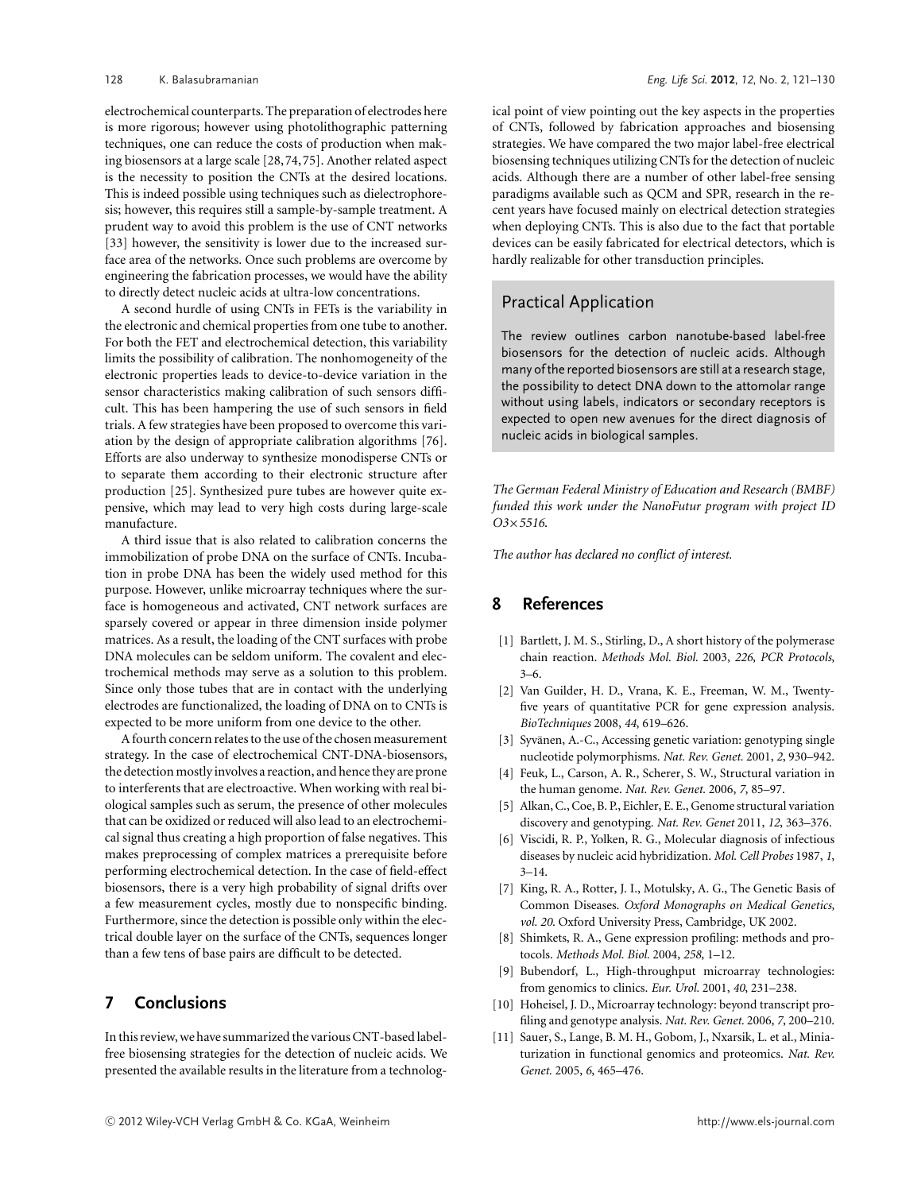electrochemical counterparts. The preparation of electrodes here is more rigorous; however using photolithographic patterning techniques, one can reduce the costs of production when making biosensors at a large scale [28, 74, 75]. Another related aspect is the necessity to position the CNTs at the desired locations. This is indeed possible using techniques such as dielectrophoresis; however, this requires still a sample-by-sample treatment. A prudent way to avoid this problem is the use of CNT networks [33] however, the sensitivity is lower due to the increased surface area of the networks. Once such problems are overcome by engineering the fabrication processes, we would have the ability to directly detect nucleic acids at ultra-low concentrations.

A second hurdle of using CNTs in FETs is the variability in the electronic and chemical properties from one tube to another. For both the FET and electrochemical detection, this variability limits the possibility of calibration. The nonhomogeneity of the electronic properties leads to device-to-device variation in the sensor characteristics making calibration of such sensors difficult. This has been hampering the use of such sensors in field trials. A few strategies have been proposed to overcome this variation by the design of appropriate calibration algorithms [76]. Efforts are also underway to synthesize monodisperse CNTs or to separate them according to their electronic structure after production [25]. Synthesized pure tubes are however quite expensive, which may lead to very high costs during large-scale manufacture.

A third issue that is also related to calibration concerns the immobilization of probe DNA on the surface of CNTs. Incubation in probe DNA has been the widely used method for this purpose. However, unlike microarray techniques where the surface is homogeneous and activated, CNT network surfaces are sparsely covered or appear in three dimension inside polymer matrices. As a result, the loading of the CNT surfaces with probe DNA molecules can be seldom uniform. The covalent and electrochemical methods may serve as a solution to this problem. Since only those tubes that are in contact with the underlying electrodes are functionalized, the loading of DNA on to CNTs is expected to be more uniform from one device to the other.

A fourth concern relates to the use of the chosen measurement strategy. In the case of electrochemical CNT-DNA-biosensors, the detection mostly involves a reaction, and hence they are prone to interferents that are electroactive. When working with real biological samples such as serum, the presence of other molecules that can be oxidized or reduced will also lead to an electrochemical signal thus creating a high proportion of false negatives. This makes preprocessing of complex matrices a prerequisite before performing electrochemical detection. In the case of field-effect biosensors, there is a very high probability of signal drifts over a few measurement cycles, mostly due to nonspecific binding. Furthermore, since the detection is possible only within the electrical double layer on the surface of the CNTs, sequences longer than a few tens of base pairs are difficult to be detected.

## 7 Conclusions

In this review, we have summarized the various CNT-based label-free biosensing strategies for the detection of nucleic acids. We presented the available results in the literature from a technological point of view pointing out the key aspects in the properties of CNTs, followed by fabrication approaches and biosensing strategies. We have compared the two major label-free electrical biosensing techniques utilizing CNTs for the detection of nucleic acids. Although there are a number of other label-free sensing paradigms available such as QCM and SPR, research in the recent years have focused mainly on electrical detection strategies when deploying CNTs. This is also due to the fact that portable devices can be easily fabricated for electrical detectors, which is hardly realizable for other transduction principles.

### Practical Application

The review outlines carbon nanotube-based label-free biosensors for the detection of nucleic acids. Although many of the reported biosensors are still at a research stage, the possibility to detect DNA down to the attomolar range without using labels, indicators or secondary receptors is expected to open new avenues for the direct diagnosis of nucleic acids in biological samples.

*The German Federal Ministry of Education and Research (BMBF) funded this work under the NanoFutur program with project ID O3×5516.*

*The author has declared no conflict of interest.*

## 8 References

[1] Bartlett, J. M. S., Stirling, D., A short history of the polymerase chain reaction. *Methods Mol. Biol.* 2003, *226*, *PCR Protocols*, 3–6.

[2] Van Guilder, H. D., Vrana, K. E., Freeman, W. M., Twenty-five years of quantitative PCR for gene expression analysis. *BioTechniques* 2008, *44*, 619–626.

[3] Syvänen, A.-C., Accessing genetic variation: genotyping single nucleotide polymorphisms. *Nat. Rev. Genet.* 2001, *2*, 930–942.

[4] Feuk, L., Carson, A. R., Scherer, S. W., Structural variation in the human genome. *Nat. Rev. Genet.* 2006, *7*, 85–97.

[5] Alkan, C., Coe, B. P., Eichler, E. E., Genome structural variation discovery and genotyping. *Nat. Rev. Genet* 2011, *12*, 363–376.

[6] Viscidi, R. P., Yolken, R. G., Molecular diagnosis of infectious diseases by nucleic acid hybridization. *Mol. Cell Probes* 1987, *1*, 3–14.

[7] King, R. A., Rotter, J. I., Motulsky, A. G., The Genetic Basis of Common Diseases. *Oxford Monographs on Medical Genetics, vol. 20*. Oxford University Press, Cambridge, UK 2002.

[8] Shimkets, R. A., Gene expression profiling: methods and protocols. *Methods Mol. Biol.* 2004, *258*, 1–12.

[9] Bubendorf, L., High-throughput microarray technologies: from genomics to clinics. *Eur. Urol.* 2001, *40*, 231–238.

[10] Hoheisel, J. D., Microarray technology: beyond transcript profiling and genotype analysis. *Nat. Rev. Genet.* 2006, *7*, 200–210.

[11] Sauer, S., Lange, B. M. H., Gobom, J., Nxarsik, L. et al., Miniaturization in functional genomics and proteomics. *Nat. Rev. Genet.* 2005, *6*, 465–476.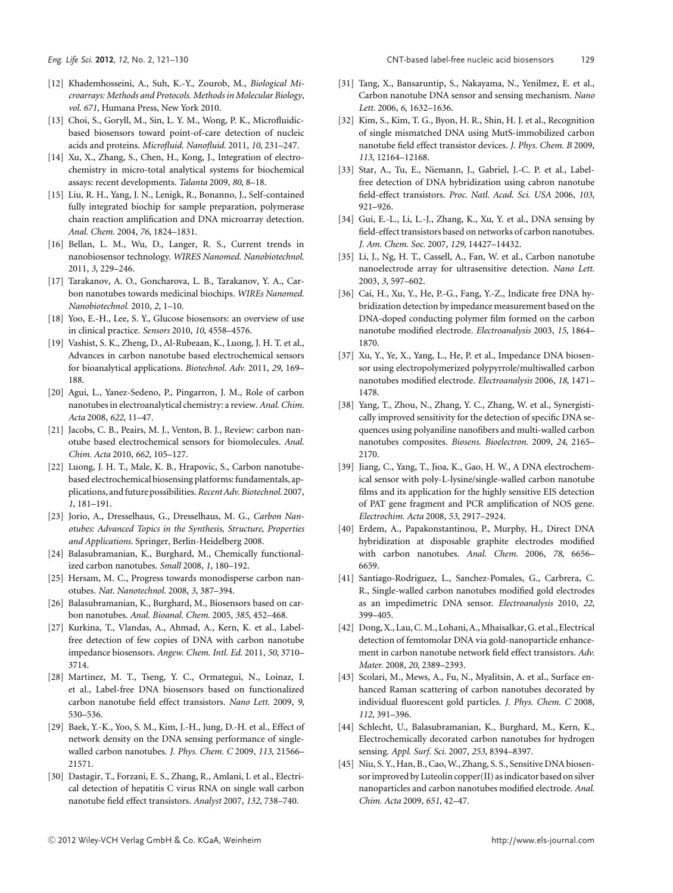[12] Khademhosseini, A., Suh, K.-Y., Zourob, M., *Biological Microarrays: Methods and Protocols. Methods in Molecular Biology, vol. 671*, Humana Press, New York 2010.

[13] Choi, S., Goryll, M., Sin, L. Y. M., Wong, P. K., Microfluidic-based biosensors toward point-of-care detection of nucleic acids and proteins. *Microfluid. Nanofluid.* 2011, *10*, 231–247.

[14] Xu, X., Zhang, S., Chen, H., Kong, J., Integration of electrochemistry in micro-total analytical systems for biochemical assays: recent developments. *Talanta* 2009, *80*, 8–18.

[15] Liu, R. H., Yang, J. N., Lenigk, R., Bonanno, J., Self-contained fully integrated biochip for sample preparation, polymerase chain reaction amplification and DNA microarray detection. *Anal. Chem.* 2004, *76*, 1824–1831.

[16] Bellan, L. M., Wu, D., Langer, R. S., Current trends in nanobiosensor technology. *WIRES Nanomed. Nanobiotechnol.* 2011, *3*, 229–246.

[17] Tarakanov, A. O., Goncharova, L. B., Tarakanov, Y. A., Carbon nanotubes towards medicinal biochips. *WIREs Nanomed. Nanobiotechnol.* 2010, *2*, 1–10.

[18] Yoo, E.-H., Lee, S. Y., Glucose biosensors: an overview of use in clinical practice. *Sensors* 2010, *10*, 4558–4576.

[19] Vashist, S. K., Zheng, D., Al-Rubeaan, K., Luong, J. H. T. et al., Advances in carbon nanotube based electrochemical sensors for bioanalytical applications. *Biotechnol. Adv.* 2011, *29*, 169–188.

[20] Agui, L., Yanez-Sedeno, P., Pingarron, J. M., Role of carbon nanotubes in electroanalytical chemistry: a review. *Anal. Chim. Acta* 2008, *622*, 11–47.

[21] Jacobs, C. B., Peairs, M. J., Venton, B. J., Review: carbon nanotube based electrochemical sensors for biomolecules. *Anal. Chim. Acta* 2010, *662*, 105–127.

[22] Luong, J. H. T., Male, K. B., Hrapovic, S., Carbon nanotube-based electrochemical biosensing platforms: fundamentals, applications, and future possibilities. *Recent Adv. Biotechnol.* 2007, *1*, 181–191.

[23] Jorio, A., Dresselhaus, G., Dresselhaus, M. G., *Carbon Nanotubes: Advanced Topics in the Synthesis, Structure, Properties and Applications*. Springer, Berlin-Heidelberg 2008.

[24] Balasubramanian, K., Burghard, M., Chemically functionalized carbon nanotubes. *Small* 2008, *1*, 180–192.

[25] Hersam, M. C., Progress towards monodisperse carbon nanotubes. *Nat. Nanotechnol.* 2008, *3*, 387–394.

[26] Balasubramanian, K., Burghard, M., Biosensors based on carbon nanotubes. *Anal. Bioanal. Chem.* 2005, *385*, 452–468.

[27] Kurkina, T., Vlandas, A., Ahmad, A., Kern, K. et al., Label-free detection of few copies of DNA with carbon nanotube impedance biosensors. *Angew. Chem. Intl. Ed.* 2011, *50*, 3710–3714.

[28] Martinez, M. T., Tseng, Y. C., Ormategui, N., Loinaz, I. et al., Label-free DNA biosensors based on functionalized carbon nanotube field effect transistors. *Nano Lett.* 2009, *9*, 530–536.

[29] Baek, Y.-K., Yoo, S. M., Kim, J.-H., Jung, D.-H. et al., Effect of network density on the DNA sensing performance of single-walled carbon nanotubes. *J. Phys. Chem. C* 2009, *113*, 21566–21571.

[30] Dastagir, T., Forzani, E. S., Zhang, R., Amlani, I. et al., Electrical detection of hepatitis C virus RNA on single wall carbon nanotube field effect transistors. *Analyst* 2007, *132*, 738–740.

[31] Tang, X., Bansaruntip, S., Nakayama, N., Yenilmez, E. et al., Carbon nanotube DNA sensor and sensing mechanism. *Nano Lett.* 2006, *6*, 1632–1636.

[32] Kim, S., Kim, T. G., Byon, H. R., Shin, H. J. et al., Recognition of single mismatched DNA using MutS-immobilized carbon nanotube field effect transistor devices. *J. Phys. Chem. B* 2009, *113*, 12164–12168.

[33] Star, A., Tu, E., Niemann, J., Gabriel, J.-C. P. et al., Label-free detection of DNA hybridization using cabron nanotube field-effect transistors. *Proc. Natl. Acad. Sci. USA* 2006, *103*, 921–926.

[34] Gui, E.-L., Li, L.-J., Zhang, K., Xu, Y. et al., DNA sensing by field-effect transistors based on networks of carbon nanotubes. *J. Am. Chem. Soc.* 2007, *129*, 14427–14432.

[35] Li, J., Ng, H. T., Cassell, A., Fan, W. et al., Carbon nanotube nanoelectrode array for ultrasensitive detection. *Nano Lett.* 2003, *3*, 597–602.

[36] Cai, H., Xu, Y., He, P.-G., Fang, Y.-Z., Indicate free DNA hybridization detection by impedance measurement based on the DNA-doped conducting polymer film formed on the carbon nanotube modified electrode. *Electroanalysis* 2003, *15*, 1864–1870.

[37] Xu, Y., Ye, X., Yang, L., He, P. et al., Impedance DNA biosensor using electropolymerized polypyrrole/multiwalled carbon nanotubes modified electrode. *Electroanalysis* 2006, *18*, 1471–1478.

[38] Yang, T., Zhou, N., Zhang, Y. C., Zhang, W. et al., Synergistically improved sensitivity for the detection of specific DNA sequences using polyaniline nanofibers and multi-walled carbon nanotubes composites. *Biosens. Bioelectron.* 2009, *24*, 2165–2170.

[39] Jiang, C., Yang, T., Jioa, K., Gao, H. W., A DNA electrochemical sensor with poly-L-lysine/single-walled carbon nanotube films and its application for the highly sensitive EIS detection of PAT gene fragment and PCR amplification of NOS gene. *Electrochim. Acta* 2008, *53*, 2917–2924.

[40] Erdem, A., Papakonstantinou, P., Murphy, H., Direct DNA hybridization at disposable graphite electrodes modified with carbon nanotubes. *Anal. Chem.* 2006, *78*, 6656–6659.

[41] Santiago-Rodriguez, L., Sanchez-Pomales, G., Carbrera, C. R., Single-walled carbon nanotubes modified gold electrodes as an impedimetric DNA sensor. *Electroanalysis* 2010, *22*, 399–405.

[42] Dong, X., Lau, C. M., Lohani, A., Mhaisalkar, G. et al., Electrical detection of femtomolar DNA via gold-nanoparticle enhancement in carbon nanotube network field effect transistors. *Adv. Mater.* 2008, *20*, 2389–2393.

[43] Scolari, M., Mews, A., Fu, N., Myalitsin, A. et al., Surface enhanced Raman scattering of carbon nanotubes decorated by individual fluorescent gold particles. *J. Phys. Chem. C* 2008, *112*, 391–396.

[44] Schlecht, U., Balasubramanian, K., Burghard, M., Kern, K., Electrochemically decorated carbon nanotubes for hydrogen sensing. *Appl. Surf. Sci.* 2007, *253*, 8394–8397.

[45] Niu, S. Y., Han, B., Cao, W., Zhang, S. S., Sensitive DNA biosensor improved by Luteolin copper(II) as indicator based on silver nanoparticles and carbon nanotubes modified electrode. *Anal. Chim. Acta* 2009, *651*, 42–47.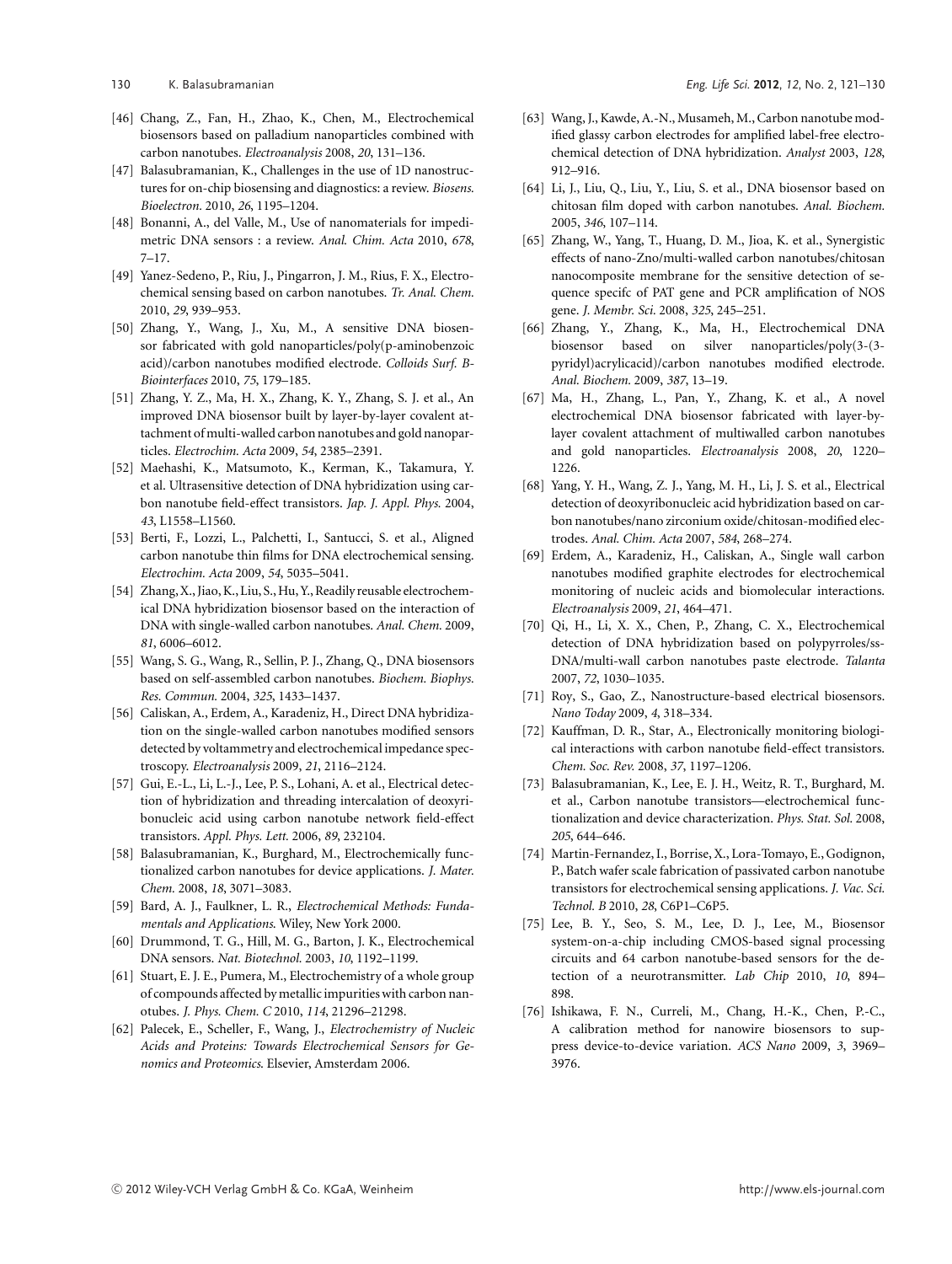[46] Chang, Z., Fan, H., Zhao, K., Chen, M., Electrochemical biosensors based on palladium nanoparticles combined with carbon nanotubes. *Electroanalysis* 2008, *20*, 131–136.

[47] Balasubramanian, K., Challenges in the use of 1D nanostructures for on-chip biosensing and diagnostics: a review. *Biosens. Bioelectron.* 2010, *26*, 1195–1204.

[48] Bonanni, A., del Valle, M., Use of nanomaterials for impedimetric DNA sensors : a review. *Anal. Chim. Acta* 2010, *678*, 7–17.

[49] Yanez-Sedeno, P., Riu, J., Pingarron, J. M., Rius, F. X., Electrochemical sensing based on carbon nanotubes. *Tr. Anal. Chem.* 2010, *29*, 939–953.

[50] Zhang, Y., Wang, J., Xu, M., A sensitive DNA biosensor fabricated with gold nanoparticles/poly(p-aminobenzoic acid)/carbon nanotubes modified electrode. *Colloids Surf. B-Biointerfaces* 2010, *75*, 179–185.

[51] Zhang, Y. Z., Ma, H. X., Zhang, K. Y., Zhang, S. J. et al., An improved DNA biosensor built by layer-by-layer covalent attachment of multi-walled carbon nanotubes and gold nanoparticles. *Electrochim. Acta* 2009, *54*, 2385–2391.

[52] Maehashi, K., Matsumoto, K., Kerman, K., Takamura, Y. et al. Ultrasensitive detection of DNA hybridization using carbon nanotube field-effect transistors. *Jap. J. Appl. Phys.* 2004, *43*, L1558–L1560.

[53] Berti, F., Lozzi, L., Palchetti, I., Santucci, S. et al., Aligned carbon nanotube thin films for DNA electrochemical sensing. *Electrochim. Acta* 2009, *54*, 5035–5041.

[54] Zhang, X., Jiao, K., Liu, S., Hu, Y., Readily reusable electrochemical DNA hybridization biosensor based on the interaction of DNA with single-walled carbon nanotubes. *Anal. Chem.* 2009, *81*, 6006–6012.

[55] Wang, S. G., Wang, R., Sellin, P. J., Zhang, Q., DNA biosensors based on self-assembled carbon nanotubes. *Biochem. Biophys. Res. Commun.* 2004, *325*, 1433–1437.

[56] Caliskan, A., Erdem, A., Karadeniz, H., Direct DNA hybridization on the single-walled carbon nanotubes modified sensors detected by voltammetry and electrochemical impedance spectroscopy. *Electroanalysis* 2009, *21*, 2116–2124.

[57] Gui, E.-L., Li, L.-J., Lee, P. S., Lohani, A. et al., Electrical detection of hybridization and threading intercalation of deoxyribonucleic acid using carbon nanotube network field-effect transistors. *Appl. Phys. Lett.* 2006, *89*, 232104.

[58] Balasubramanian, K., Burghard, M., Electrochemically functionalized carbon nanotubes for device applications. *J. Mater. Chem.* 2008, *18*, 3071–3083.

[59] Bard, A. J., Faulkner, L. R., *Electrochemical Methods: Fundamentals and Applications.* Wiley, New York 2000.

[60] Drummond, T. G., Hill, M. G., Barton, J. K., Electrochemical DNA sensors. *Nat. Biotechnol.* 2003, *10*, 1192–1199.

[61] Stuart, E. J. E., Pumera, M., Electrochemistry of a whole group of compounds affected by metallic impurities with carbon nanotubes. *J. Phys. Chem. C* 2010, *114*, 21296–21298.

[62] Palecek, E., Scheller, F., Wang, J., *Electrochemistry of Nucleic Acids and Proteins: Towards Electrochemical Sensors for Genomics and Proteomics.* Elsevier, Amsterdam 2006.

[63] Wang, J., Kawde, A.-N., Musameh, M., Carbon nanotube modified glassy carbon electrodes for amplified label-free electrochemical detection of DNA hybridization. *Analyst* 2003, *128*, 912–916.

[64] Li, J., Liu, Q., Liu, Y., Liu, S. et al., DNA biosensor based on chitosan film doped with carbon nanotubes. *Anal. Biochem.* 2005, *346*, 107–114.

[65] Zhang, W., Yang, T., Huang, D. M., Jioa, K. et al., Synergistic effects of nano-Zno/multi-walled carbon nanotubes/chitosan nanocomposite membrane for the sensitive detection of sequence specifc of PAT gene and PCR amplification of NOS gene. *J. Membr. Sci.* 2008, *325*, 245–251.

[66] Zhang, Y., Zhang, K., Ma, H., Electrochemical DNA biosensor based on silver nanoparticles/poly(3-(3-pyridyl)acrylicacid)/carbon nanotubes modified electrode. *Anal. Biochem.* 2009, *387*, 13–19.

[67] Ma, H., Zhang, L., Pan, Y., Zhang, K. et al., A novel electrochemical DNA biosensor fabricated with layer-by-layer covalent attachment of multiwalled carbon nanotubes and gold nanoparticles. *Electroanalysis* 2008, *20*, 1220–1226.

[68] Yang, Y. H., Wang, Z. J., Yang, M. H., Li, J. S. et al., Electrical detection of deoxyribonucleic acid hybridization based on carbon nanotubes/nano zirconium oxide/chitosan-modified electrodes. *Anal. Chim. Acta* 2007, *584*, 268–274.

[69] Erdem, A., Karadeniz, H., Caliskan, A., Single wall carbon nanotubes modified graphite electrodes for electrochemical monitoring of nucleic acids and biomolecular interactions. *Electroanalysis* 2009, *21*, 464–471.

[70] Qi, H., Li, X. X., Chen, P., Zhang, C. X., Electrochemical detection of DNA hybridization based on polypyrroles/ss-DNA/multi-wall carbon nanotubes paste electrode. *Talanta* 2007, *72*, 1030–1035.

[71] Roy, S., Gao, Z., Nanostructure-based electrical biosensors. *Nano Today* 2009, *4*, 318–334.

[72] Kauffman, D. R., Star, A., Electronically monitoring biological interactions with carbon nanotube field-effect transistors. *Chem. Soc. Rev.* 2008, *37*, 1197–1206.

[73] Balasubramanian, K., Lee, E. J. H., Weitz, R. T., Burghard, M. et al., Carbon nanotube transistors—electrochemical functionalization and device characterization. *Phys. Stat. Sol.* 2008, *205*, 644–646.

[74] Martin-Fernandez, I., Borrise, X., Lora-Tomayo, E., Godignon, P., Batch wafer scale fabrication of passivated carbon nanotube transistors for electrochemical sensing applications. *J. Vac. Sci. Technol. B* 2010, *28*, C6P1–C6P5.

[75] Lee, B. Y., Seo, S. M., Lee, D. J., Lee, M., Biosensor system-on-a-chip including CMOS-based signal processing circuits and 64 carbon nanotube-based sensors for the detection of a neurotransmitter. *Lab Chip* 2010, *10*, 894–898.

[76] Ishikawa, F. N., Curreli, M., Chang, H.-K., Chen, P.-C., A calibration method for nanowire biosensors to suppress device-to-device variation. *ACS Nano* 2009, *3*, 3969–3976.